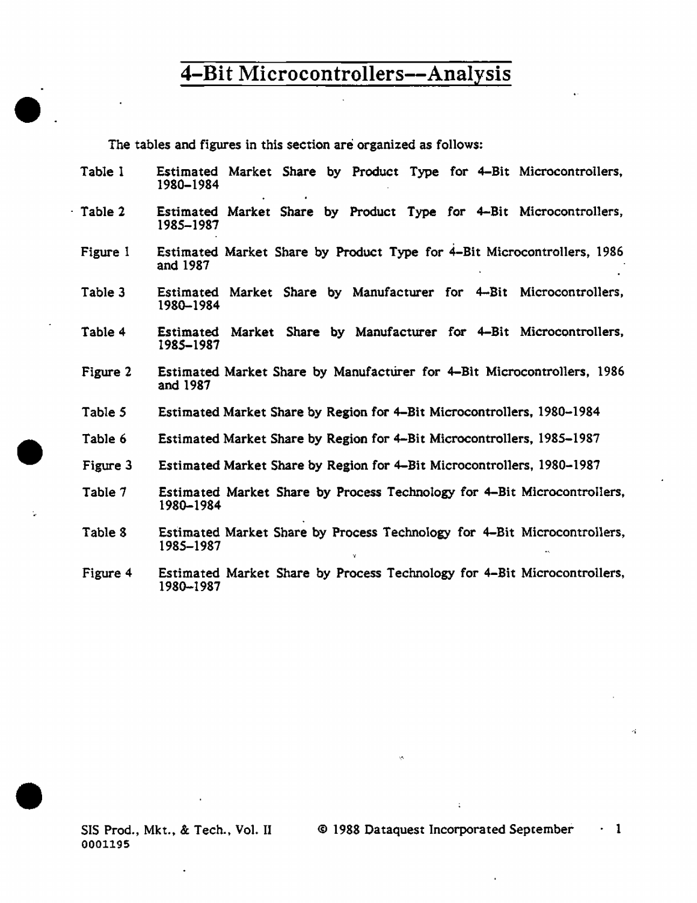# 4-Bit Microcontrollers--Analysis

The tables and figures in this section are organized as follows:

| | |
|---|---|
| Table 1 | Estimated Market Share by Product Type for 4-Bit Microcontrollers, 1980-1984 |
| Table 2 | Estimated Market Share by Product Type for 4-Bit Microcontrollers, 1985-1987 |
| Figure 1 | Estimated Market Share by Product Type for 4-Bit Microcontrollers, 1986 and 1987 |
| Table 3 | Estimated Market Share by Manufacturer for 4-Bit Microcontrollers, 1980-1984 |
| Table 4 | Estimated Market Share by Manufacturer for 4-Bit Microcontrollers, 1985-1987 |
| Figure 2 | Estimated Market Share by Manufacturer for 4-Bit Microcontrollers, 1986 and 1987 |
| Table 5 | Estimated Market Share by Region for 4-Bit Microcontrollers, 1980-1984 |
| Table 6 | Estimated Market Share by Region for 4-Bit Microcontrollers, 1985-1987 |
| Figure 3 | Estimated Market Share by Region for 4-Bit Microcontrollers, 1980-1987 |
| Table 7 | Estimated Market Share by Process Technology for 4-Bit Microcontrollers, 1980-1984 |
| Table 8 | Estimated Market Share by Process Technology for 4-Bit Microcontrollers, 1985-1987 |
| Figure 4 | Estimated Market Share by Process Technology for 4-Bit Microcontrollers, 1980-1987 |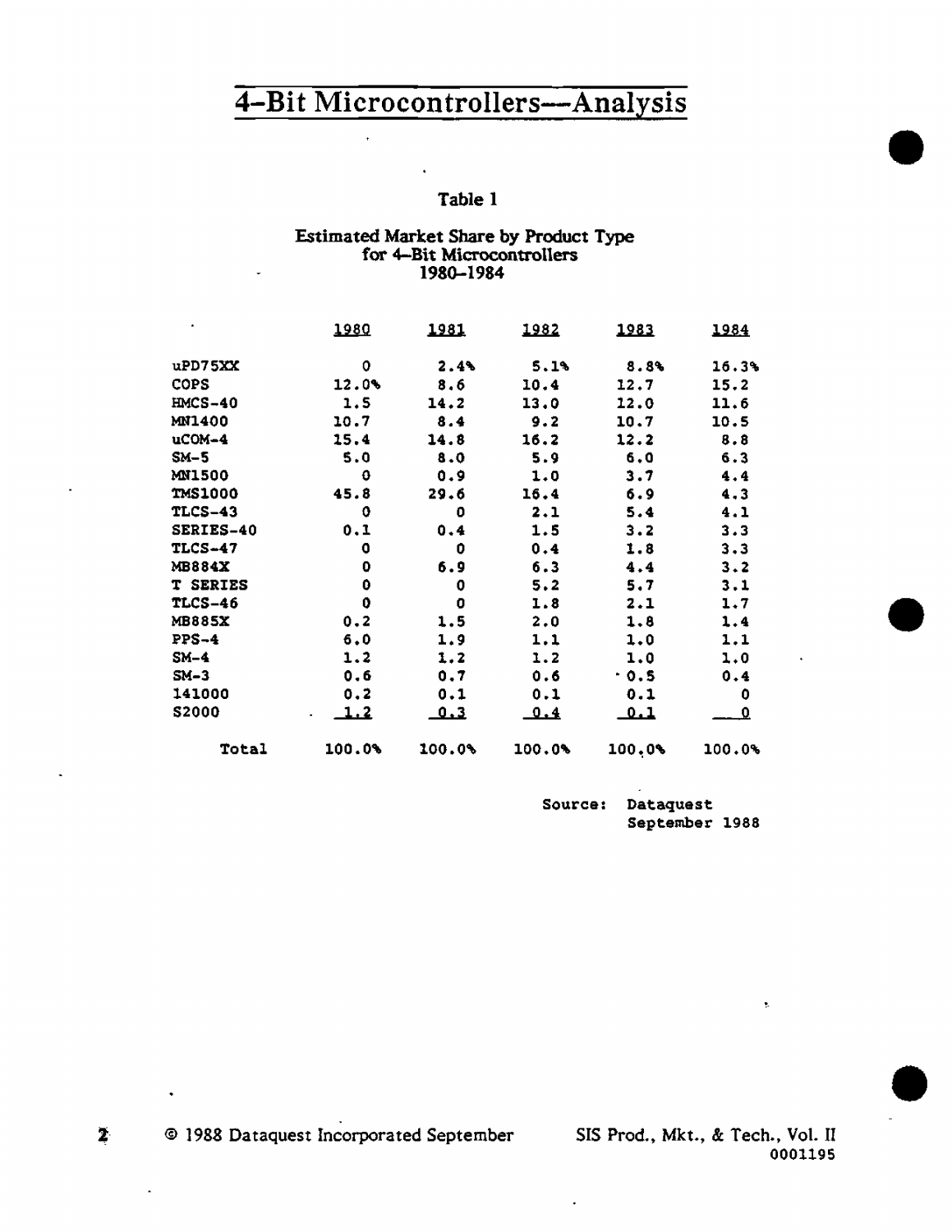# 4-Bit Microcontrollers—Analysis

Table 1

Estimated Market Share by Product Type
for 4-Bit Microcontrollers
1980–1984

| | 1980 | 1981 | 1982 | 1983 | 1984 |
|---|---|---|---|---|---|
| uPD75XX | 0 | 2.4% | 5.1% | 8.8% | 16.3% |
| COPS | 12.0% | 8.6 | 10.4 | 12.7 | 15.2 |
| HMCS-40 | 1.5 | 14.2 | 13.0 | 12.0 | 11.6 |
| MN1400 | 10.7 | 8.4 | 9.2 | 10.7 | 10.5 |
| uCOM-4 | 15.4 | 14.8 | 16.2 | 12.2 | 8.8 |
| SM-5 | 5.0 | 8.0 | 5.9 | 6.0 | 6.3 |
| MN1500 | 0 | 0.9 | 1.0 | 3.7 | 4.4 |
| TMS1000 | 45.8 | 29.6 | 16.4 | 6.9 | 4.3 |
| TLCS-43 | 0 | 0 | 2.1 | 5.4 | 4.1 |
| SERIES-40 | 0.1 | 0.4 | 1.5 | 3.2 | 3.3 |
| TLCS-47 | 0 | 0 | 0.4 | 1.8 | 3.3 |
| MB884X | 0 | 6.9 | 6.3 | 4.4 | 3.2 |
| T SERIES | 0 | 0 | 5.2 | 5.7 | 3.1 |
| TLCS-46 | 0 | 0 | 1.8 | 2.1 | 1.7 |
| MB885X | 0.2 | 1.5 | 2.0 | 1.8 | 1.4 |
| PPS-4 | 6.0 | 1.9 | 1.1 | 1.0 | 1.1 |
| SM-4 | 1.2 | 1.2 | 1.2 | 1.0 | 1.0 |
| SM-3 | 0.6 | 0.7 | 0.6 | 0.5 | 0.4 |
| 141000 | 0.2 | 0.1 | 0.1 | 0.1 | 0 |
| S2000 | 1.2 | 0.3 | 0.4 | 0.1 | 0 |
| Total | 100.0% | 100.0% | 100.0% | 100.0% | 100.0% |

Source: Dataquest
September 1988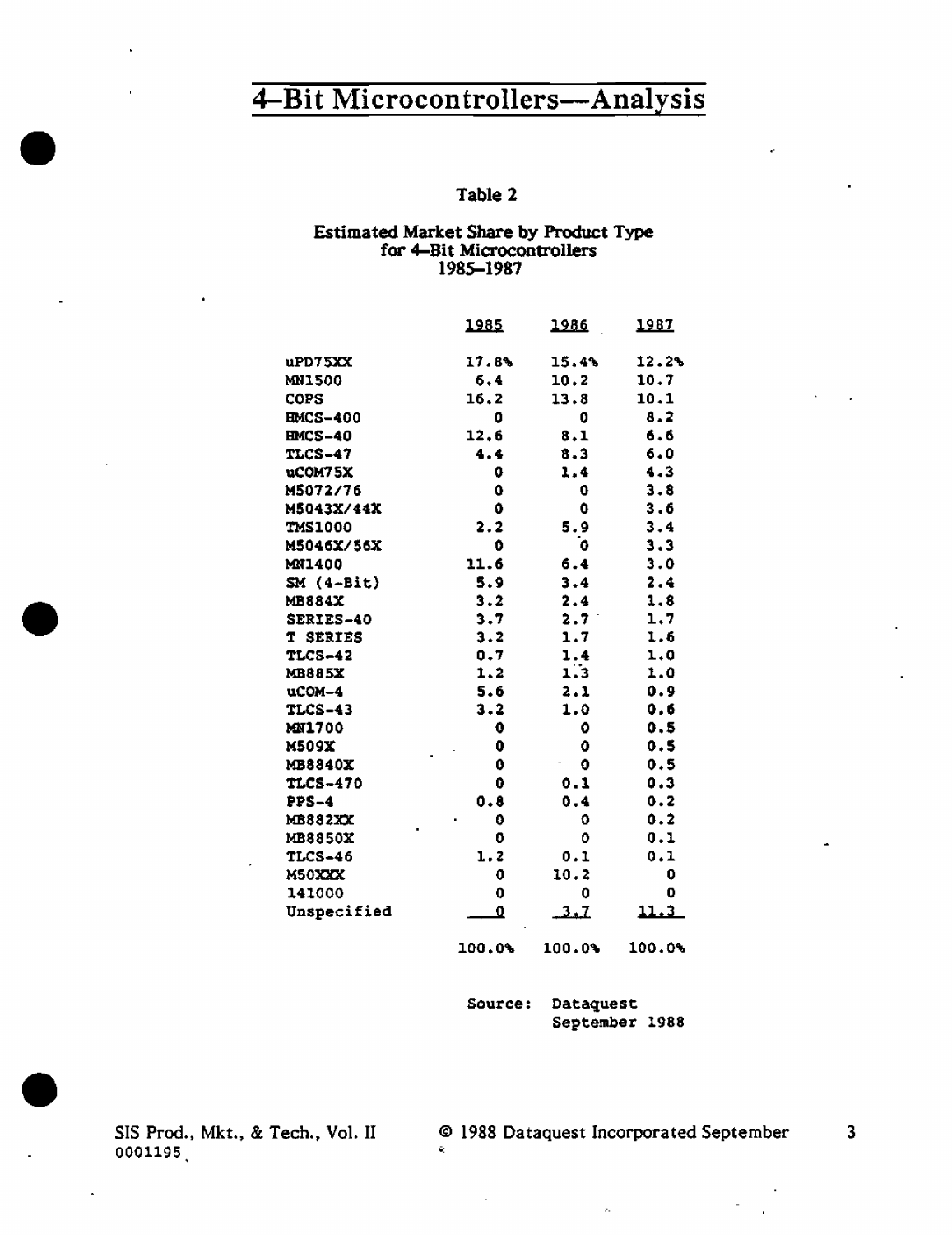# 4-Bit Microcontrollers—Analysis

**Table 2**

**Estimated Market Share by Product Type for 4-Bit Microcontrollers 1985–1987**

| | 1985 | 1986 | 1987 |
|---|---|---|---|
| uPD75XX | 17.8% | 15.4% | 12.2% |
| MN1500 | 6.4 | 10.2 | 10.7 |
| COPS | 16.2 | 13.8 | 10.1 |
| HMCS-400 | 0 | 0 | 8.2 |
| HMCS-40 | 12.6 | 8.1 | 6.6 |
| TLCS-47 | 4.4 | 8.3 | 6.0 |
| uCOM75X | 0 | 1.4 | 4.3 |
| M5072/76 | 0 | 0 | 3.8 |
| M5043X/44X | 0 | 0 | 3.6 |
| TMS1000 | 2.2 | 5.9 | 3.4 |
| M5046X/56X | 0 | 0 | 3.3 |
| MN1400 | 11.6 | 6.4 | 3.0 |
| SM (4-Bit) | 5.9 | 3.4 | 2.4 |
| MB884X | 3.2 | 2.4 | 1.8 |
| SERIES-40 | 3.7 | 2.7 | 1.7 |
| T SERIES | 3.2 | 1.7 | 1.6 |
| TLCS-42 | 0.7 | 1.4 | 1.0 |
| MB885X | 1.2 | 1.3 | 1.0 |
| uCOM-4 | 5.6 | 2.1 | 0.9 |
| TLCS-43 | 3.2 | 1.0 | 0.6 |
| MN1700 | 0 | 0 | 0.5 |
| M509X | 0 | 0 | 0.5 |
| MB8840X | 0 | 0 | 0.5 |
| TLCS-470 | 0 | 0.1 | 0.3 |
| PPS-4 | 0.8 | 0.4 | 0.2 |
| MB882XX | 0 | 0 | 0.2 |
| MB8850X | 0 | 0 | 0.1 |
| TLCS-46 | 1.2 | 0.1 | 0.1 |
| M50XXX | 0 | 10.2 | 0 |
| 141000 | 0 | 0 | 0 |
| Unspecified | 0 | 3.7 | 11.3 |
| | 100.0% | 100.0% | 100.0% |

Source: Dataquest September 1988

SIS Prod., Mkt., & Tech., Vol. II
0001195

© 1988 Dataquest Incorporated September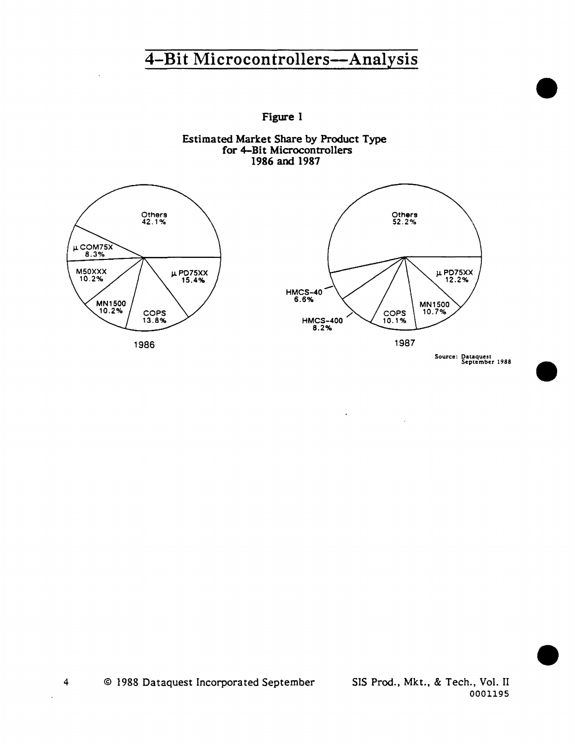# 4-Bit Microcontrollers—Analysis

**Figure 1**

**Estimated Market Share by Product Type for 4-Bit Microcontrollers 1986 and 1987**

**1986**

| Product Type | Share |
| --- | --- |
| Others | 42.1% |
| µPD75XX | 15.4% |
| COPS | 13.8% |
| MN1500 | 10.2% |
| M50XXX | 10.2% |
| µCOM75X | 8.3% |

**1987**

| Product Type | Share |
| --- | --- |
| Others | 52.2% |
| µPD75XX | 12.2% |
| MN1500 | 10.7% |
| COPS | 10.1% |
| HMCS-400 | 8.2% |
| HMCS-40 | 6.6% |

Source: Dataquest September 1988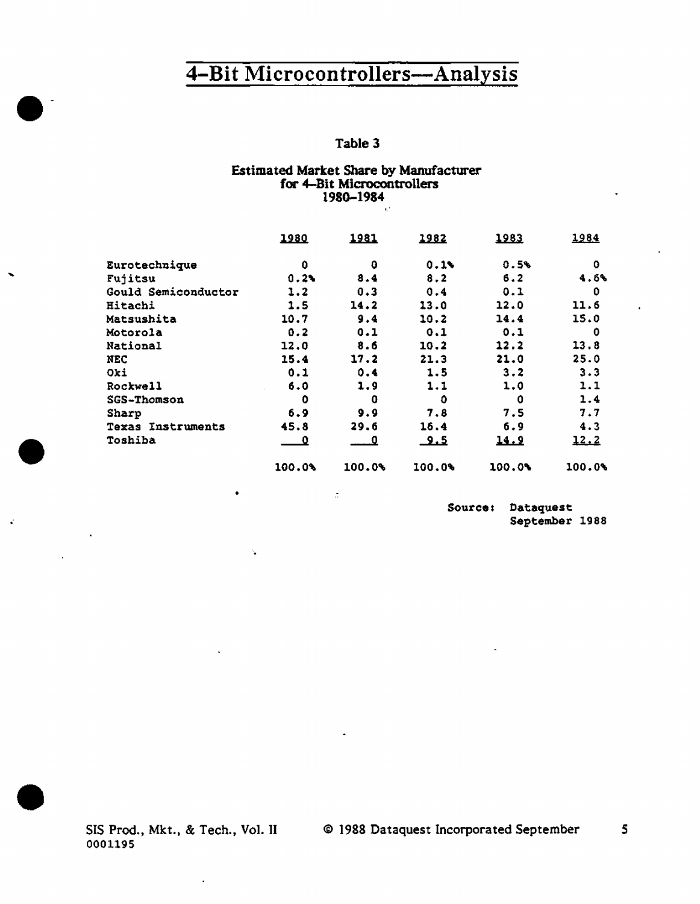# 4-Bit Microcontrollers—Analysis

### Table 3

**Estimated Market Share by Manufacturer for 4-Bit Microcontrollers 1980–1984**

| | 1980 | 1981 | 1982 | 1983 | 1984 |
|---|---|---|---|---|---|
| Eurotechnique | 0 | 0 | 0.1% | 0.5% | 0 |
| Fujitsu | 0.2% | 8.4 | 8.2 | 6.2 | 4.6% |
| Gould Semiconductor | 1.2 | 0.3 | 0.4 | 0.1 | 0 |
| Hitachi | 1.5 | 14.2 | 13.0 | 12.0 | 11.6 |
| Matsushita | 10.7 | 9.4 | 10.2 | 14.4 | 15.0 |
| Motorola | 0.2 | 0.1 | 0.1 | 0.1 | 0 |
| National | 12.0 | 8.6 | 10.2 | 12.2 | 13.8 |
| NEC | 15.4 | 17.2 | 21.3 | 21.0 | 25.0 |
| Oki | 0.1 | 0.4 | 1.5 | 3.2 | 3.3 |
| Rockwell | 6.0 | 1.9 | 1.1 | 1.0 | 1.1 |
| SGS-Thomson | 0 | 0 | 0 | 0 | 1.4 |
| Sharp | 6.9 | 9.9 | 7.8 | 7.5 | 7.7 |
| Texas Instruments | 45.8 | 29.6 | 16.4 | 6.9 | 4.3 |
| Toshiba | 0 | 0 | 9.5 | 14.9 | 12.2 |
| | 100.0% | 100.0% | 100.0% | 100.0% | 100.0% |

Source: Dataquest
September 1988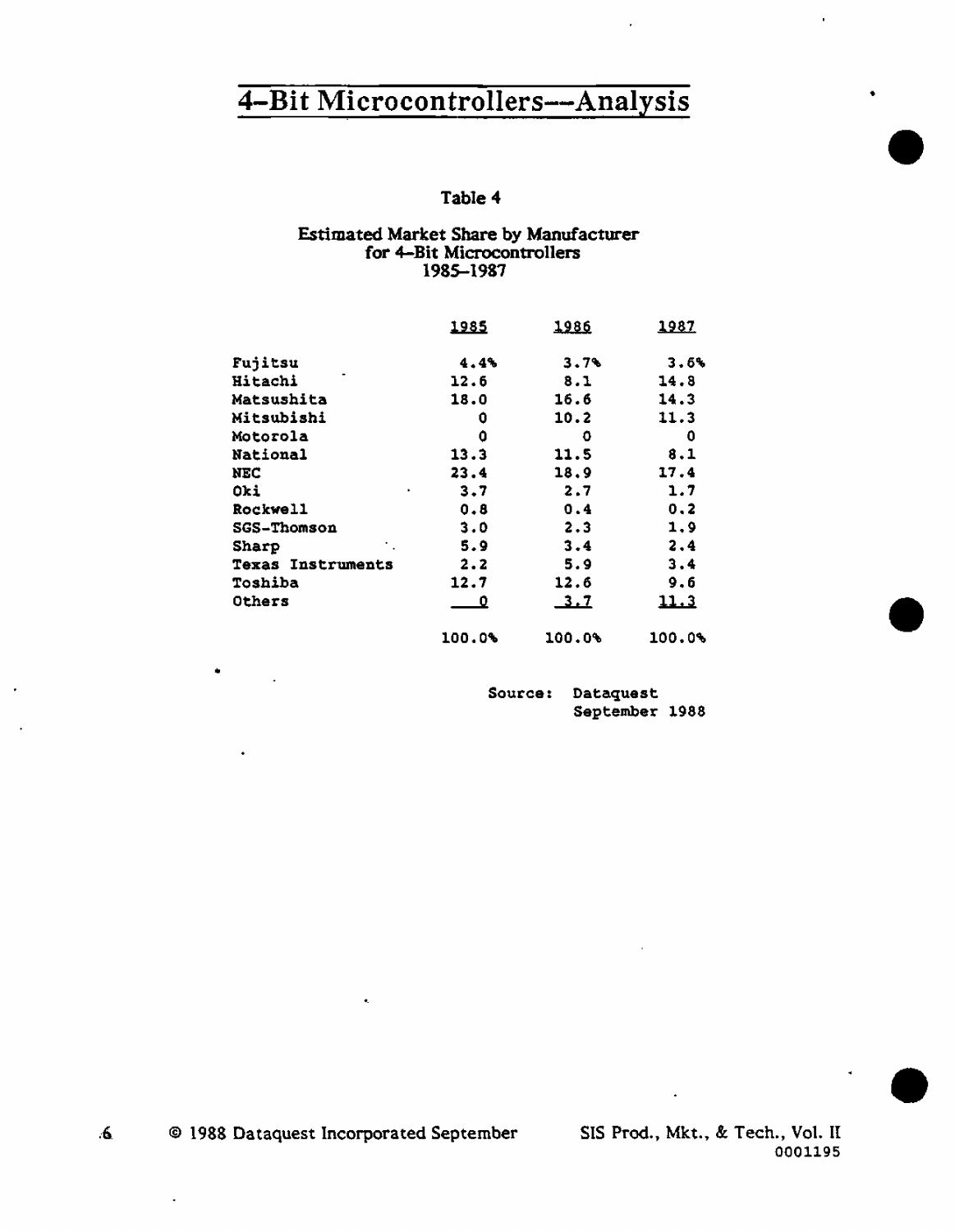# 4-Bit Microcontrollers—Analysis

### Table 4

**Estimated Market Share by Manufacturer for 4-Bit Microcontrollers 1985–1987**

| | 1985 | 1986 | 1987 |
|---|---|---|---|
| Fujitsu | 4.4% | 3.7% | 3.6% |
| Hitachi | 12.6 | 8.1 | 14.8 |
| Matsushita | 18.0 | 16.6 | 14.3 |
| Mitsubishi | 0 | 10.2 | 11.3 |
| Motorola | 0 | 0 | 0 |
| National | 13.3 | 11.5 | 8.1 |
| NEC | 23.4 | 18.9 | 17.4 |
| Oki | 3.7 | 2.7 | 1.7 |
| Rockwell | 0.8 | 0.4 | 0.2 |
| SGS-Thomson | 3.0 | 2.3 | 1.9 |
| Sharp | 5.9 | 3.4 | 2.4 |
| Texas Instruments | 2.2 | 5.9 | 3.4 |
| Toshiba | 12.7 | 12.6 | 9.6 |
| Others | 0 | 3.7 | 11.3 |
| | 100.0% | 100.0% | 100.0% |

Source: Dataquest September 1988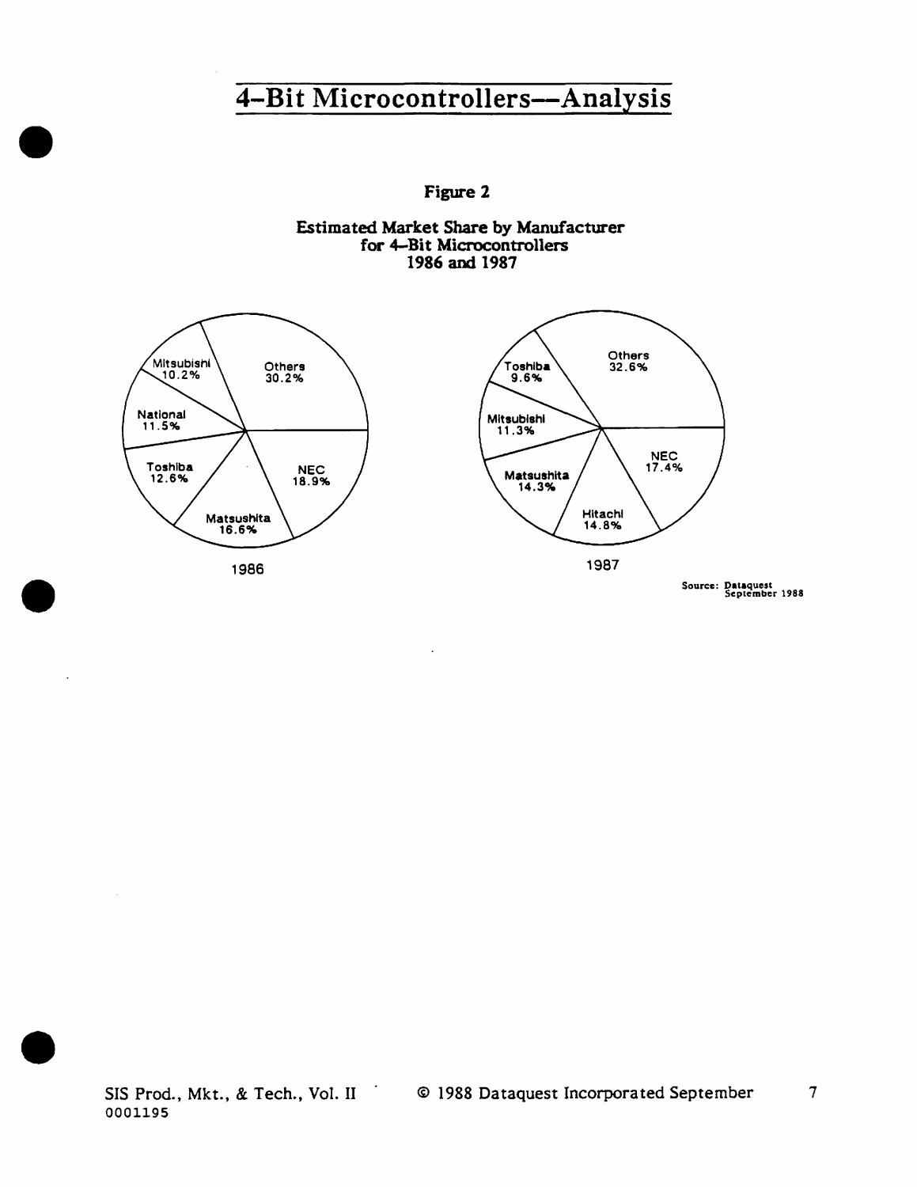# 4-Bit Microcontrollers—Analysis

**Figure 2**

**Estimated Market Share by Manufacturer for 4-Bit Microcontrollers 1986 and 1987**

**1986**

| Manufacturer | Share |
|---|---|
| Others | 30.2% |
| NEC | 18.9% |
| Matsushita | 16.6% |
| Toshiba | 12.6% |
| National | 11.5% |
| Mitsubishi | 10.2% |

**1987**

| Manufacturer | Share |
|---|---|
| Others | 32.6% |
| NEC | 17.4% |
| Hitachi | 14.8% |
| Matsushita | 14.3% |
| Mitsubishi | 11.3% |
| Toshiba | 9.6% |

Source: Dataquest September 1988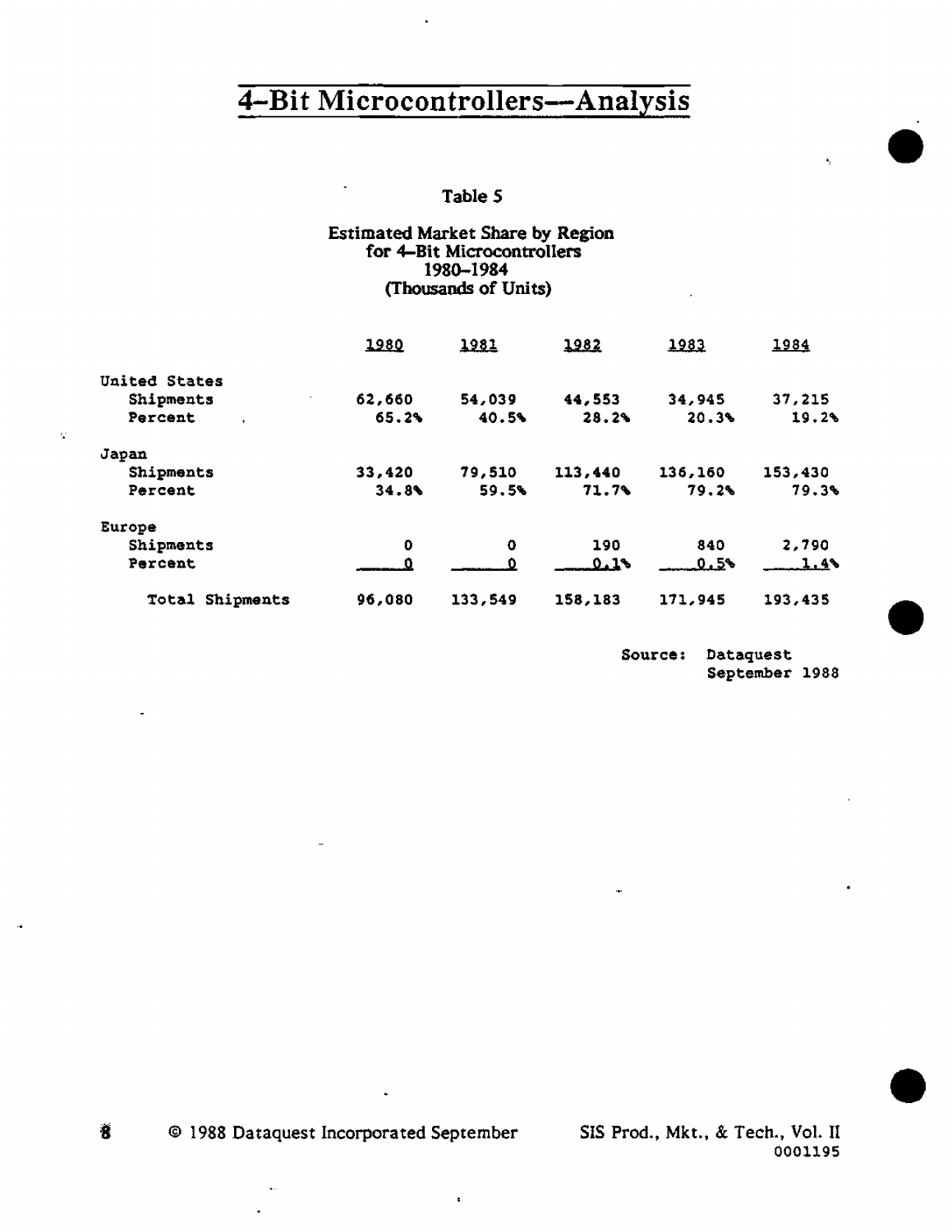# 4-Bit Microcontrollers—Analysis

Table 5

Estimated Market Share by Region
for 4-Bit Microcontrollers
1980-1984
(Thousands of Units)

| | 1980 | 1981 | 1982 | 1983 | 1984 |
|---|---|---|---|---|---|
| United States | | | | | |
| Shipments | 62,660 | 54,039 | 44,553 | 34,945 | 37,215 |
| Percent | 65.2% | 40.5% | 28.2% | 20.3% | 19.2% |
| Japan | | | | | |
| Shipments | 33,420 | 79,510 | 113,440 | 136,160 | 153,430 |
| Percent | 34.8% | 59.5% | 71.7% | 79.2% | 79.3% |
| Europe | | | | | |
| Shipments | 0 | 0 | 190 | 840 | 2,790 |
| Percent | 0 | 0 | 0.1% | 0.5% | 1.4% |
| Total Shipments | 96,080 | 133,549 | 158,183 | 171,945 | 193,435 |

Source: Dataquest
September 1988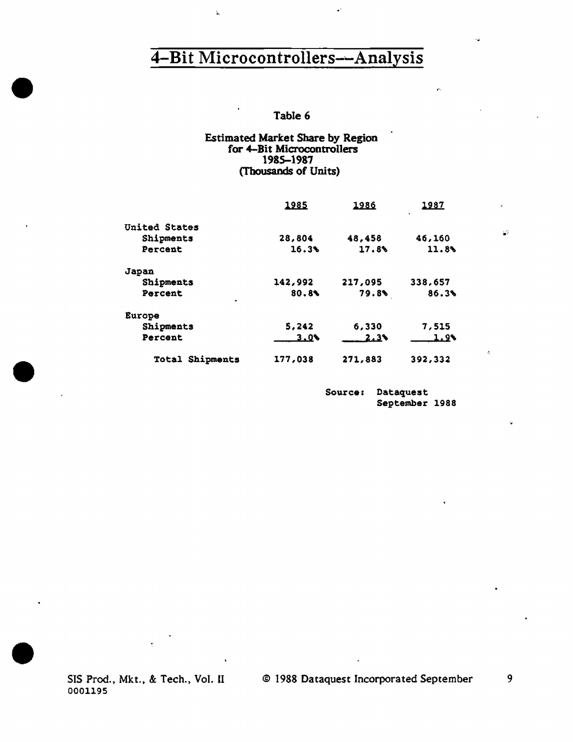# 4-Bit Microcontrollers—Analysis

Table 6

Estimated Market Share by Region
for 4-Bit Microcontrollers
1985–1987
(Thousands of Units)

| | 1985 | 1986 | 1987 |
|---|---|---|---|
| United States | | | |
| Shipments | 28,804 | 48,458 | 46,160 |
| Percent | 16.3% | 17.8% | 11.8% |
| Japan | | | |
| Shipments | 142,992 | 217,095 | 338,657 |
| Percent | 80.8% | 79.8% | 86.3% |
| Europe | | | |
| Shipments | 5,242 | 6,330 | 7,515 |
| Percent | 3.0% | 2.3% | 1.9% |
| Total Shipments | 177,038 | 271,883 | 392,332 |

Source: Dataquest
September 1988

SIS Prod., Mkt., & Tech., Vol. II
0001195

© 1988 Dataquest Incorporated September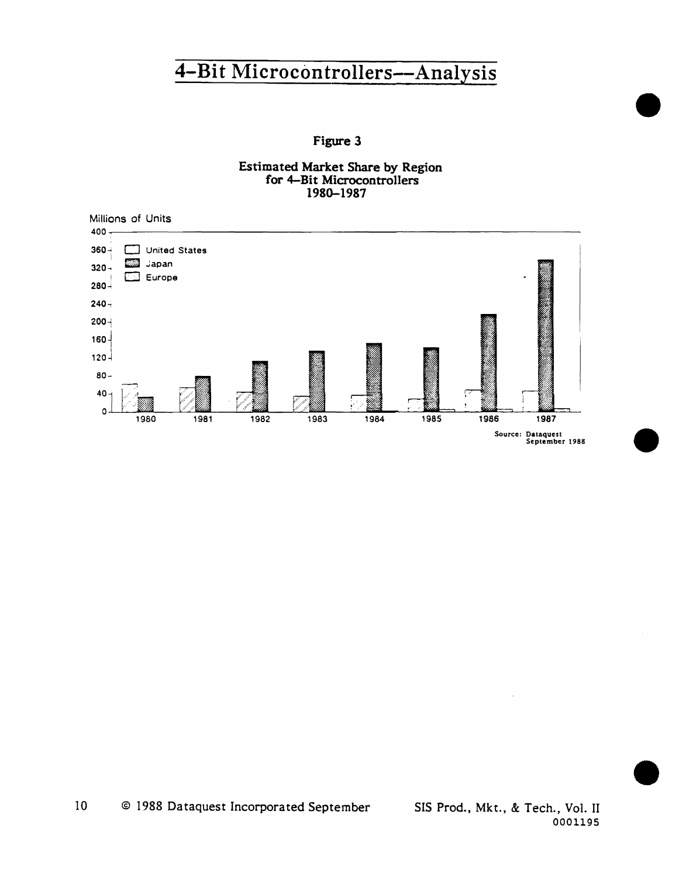# 4-Bit Microcontrollers—Analysis

**Figure 3**

**Estimated Market Share by Region for 4-Bit Microcontrollers 1980–1987**

Millions of Units

Legend: United States, Japan, Europe

Years: 1980, 1981, 1982, 1983, 1984, 1985, 1986, 1987

Source: Dataquest September 1988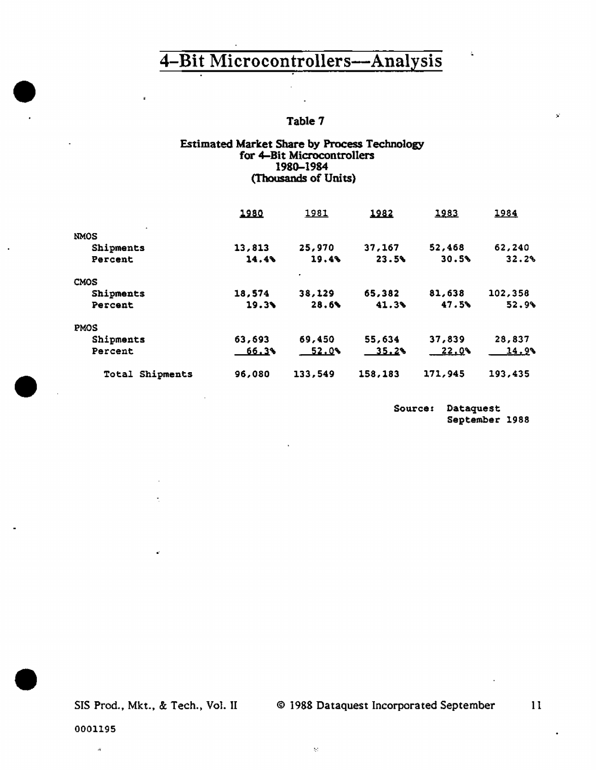# 4-Bit Microcontrollers—Analysis

### Table 7

**Estimated Market Share by Process Technology for 4-Bit Microcontrollers 1980–1984 (Thousands of Units)**

| | 1980 | 1981 | 1982 | 1983 | 1984 |
|---|---|---|---|---|---|
| NMOS | | | | | |
| Shipments | 13,813 | 25,970 | 37,167 | 52,468 | 62,240 |
| Percent | 14.4% | 19.4% | 23.5% | 30.5% | 32.2% |
| CMOS | | | | | |
| Shipments | 18,574 | 38,129 | 65,382 | 81,638 | 102,358 |
| Percent | 19.3% | 28.6% | 41.3% | 47.5% | 52.9% |
| PMOS | | | | | |
| Shipments | 63,693 | 69,450 | 55,634 | 37,839 | 28,837 |
| Percent | 66.3% | 52.0% | 35.2% | 22.0% | 14.9% |
| Total Shipments | 96,080 | 133,549 | 158,183 | 171,945 | 193,435 |

Source: Dataquest
September 1988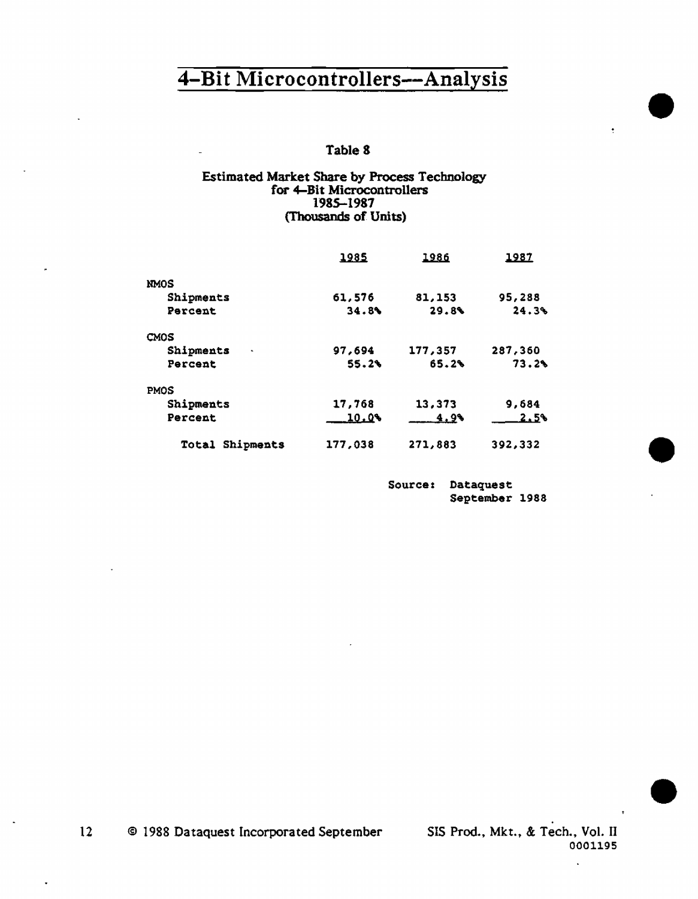# 4-Bit Microcontrollers—Analysis

Table 8

Estimated Market Share by Process Technology
for 4-Bit Microcontrollers
1985–1987
(Thousands of Units)

| | 1985 | 1986 | 1987 |
|---|---|---|---|
| **NMOS** | | | |
| Shipments | 61,576 | 81,153 | 95,288 |
| Percent | 34.8% | 29.8% | 24.3% |
| **CMOS** | | | |
| Shipments | 97,694 | 177,357 | 287,360 |
| Percent | 55.2% | 65.2% | 73.2% |
| **PMOS** | | | |
| Shipments | 17,768 | 13,373 | 9,684 |
| Percent | 10.0% | 4.9% | 2.5% |
| Total Shipments | 177,038 | 271,883 | 392,332 |

Source: Dataquest
September 1988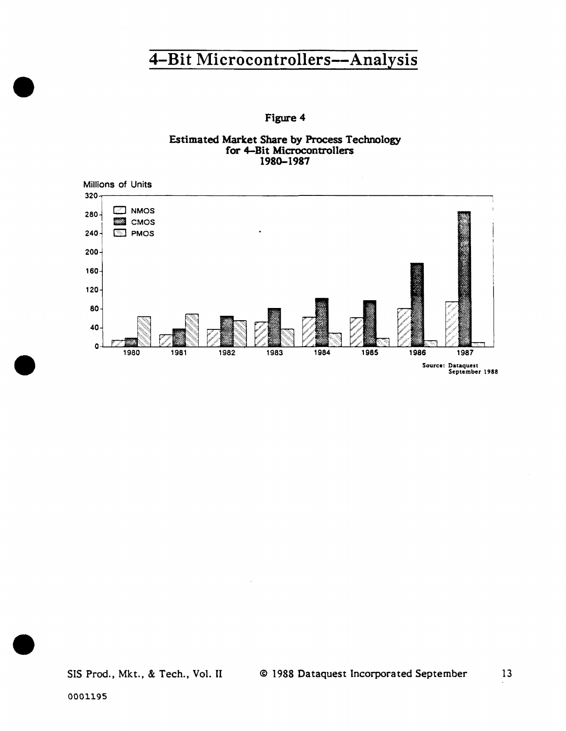# 4-Bit Microcontrollers—Analysis

Figure 4

**Estimated Market Share by Process Technology for 4-Bit Microcontrollers 1980-1987**

Millions of Units

320
280
240
200
160
120
80
40
0

NMOS
CMOS
PMOS

1980
1981
1982
1983
1984
1985
1986
1987

Source: Dataquest September 1988

SIS Prod., Mkt., & Tech., Vol. II © 1988 Dataquest Incorporated September

0001195